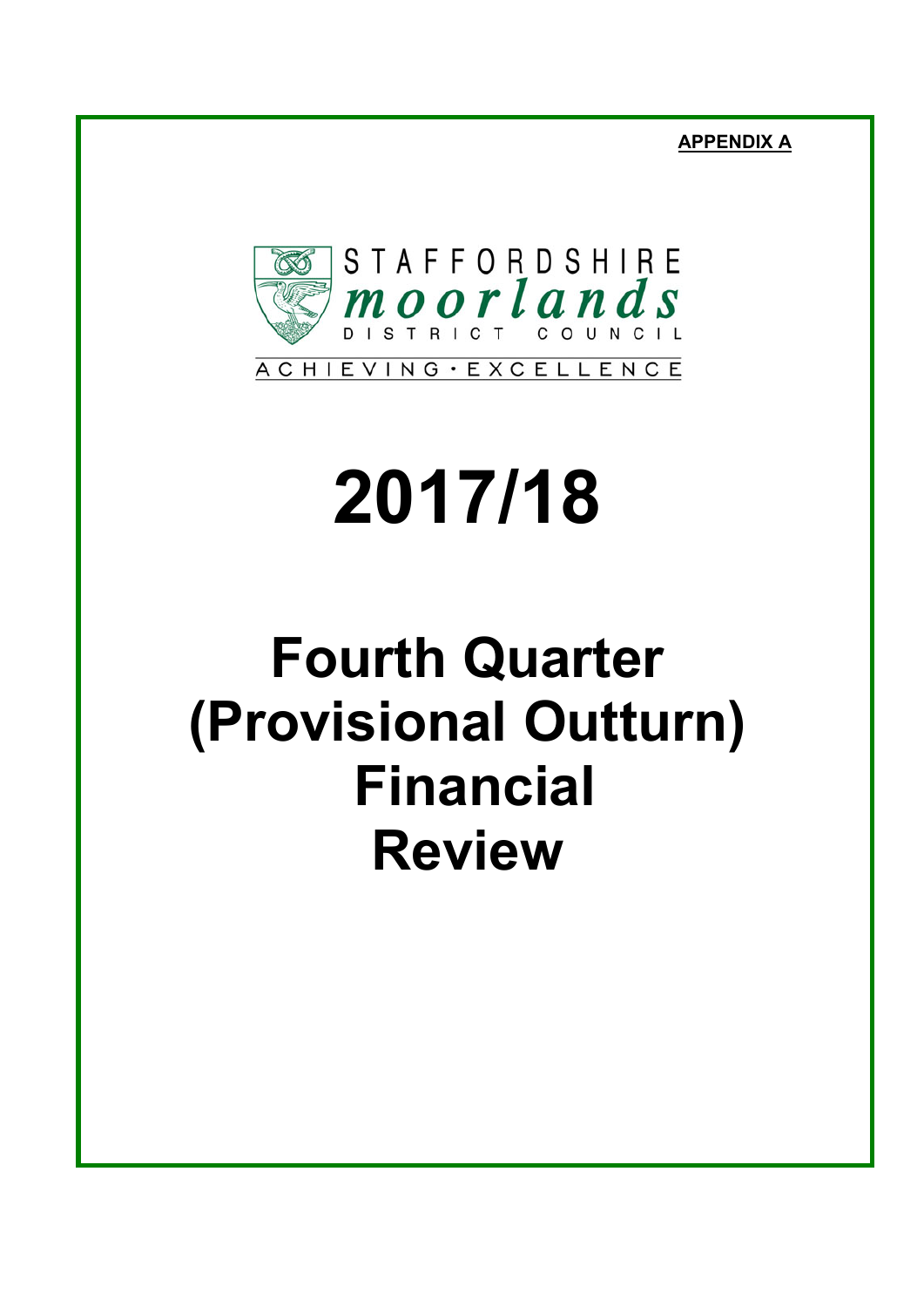**APPENDIX A**

STAFFORDSHIRE
moorlands
DISTRICT COUNCIL

ACHIEVING · EXCELLENCE

# 2017/18

# Fourth Quarter (Provisional Outturn) Financial Review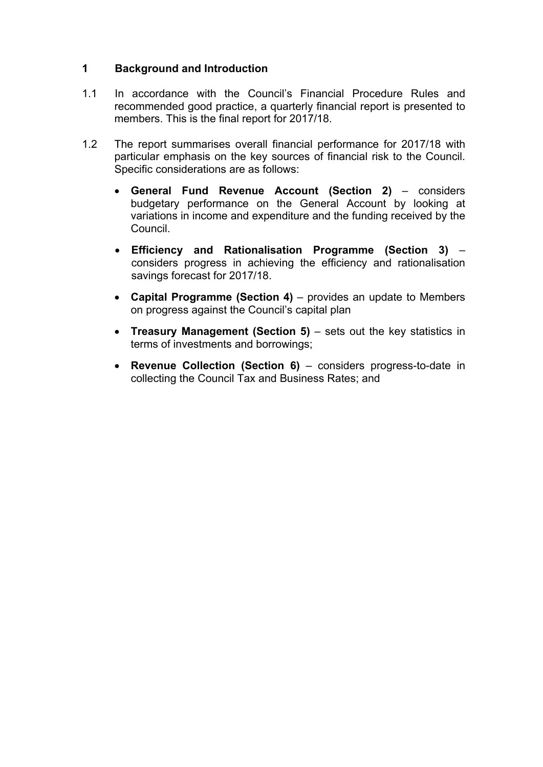## 1 Background and Introduction

1.1 In accordance with the Council's Financial Procedure Rules and recommended good practice, a quarterly financial report is presented to members. This is the final report for 2017/18.

1.2 The report summarises overall financial performance for 2017/18 with particular emphasis on the key sources of financial risk to the Council. Specific considerations are as follows:

- **General Fund Revenue Account (Section 2)** – considers budgetary performance on the General Account by looking at variations in income and expenditure and the funding received by the Council.
- **Efficiency and Rationalisation Programme (Section 3)** – considers progress in achieving the efficiency and rationalisation savings forecast for 2017/18.
- **Capital Programme (Section 4)** – provides an update to Members on progress against the Council's capital plan
- **Treasury Management (Section 5)** – sets out the key statistics in terms of investments and borrowings;
- **Revenue Collection (Section 6)** – considers progress-to-date in collecting the Council Tax and Business Rates; and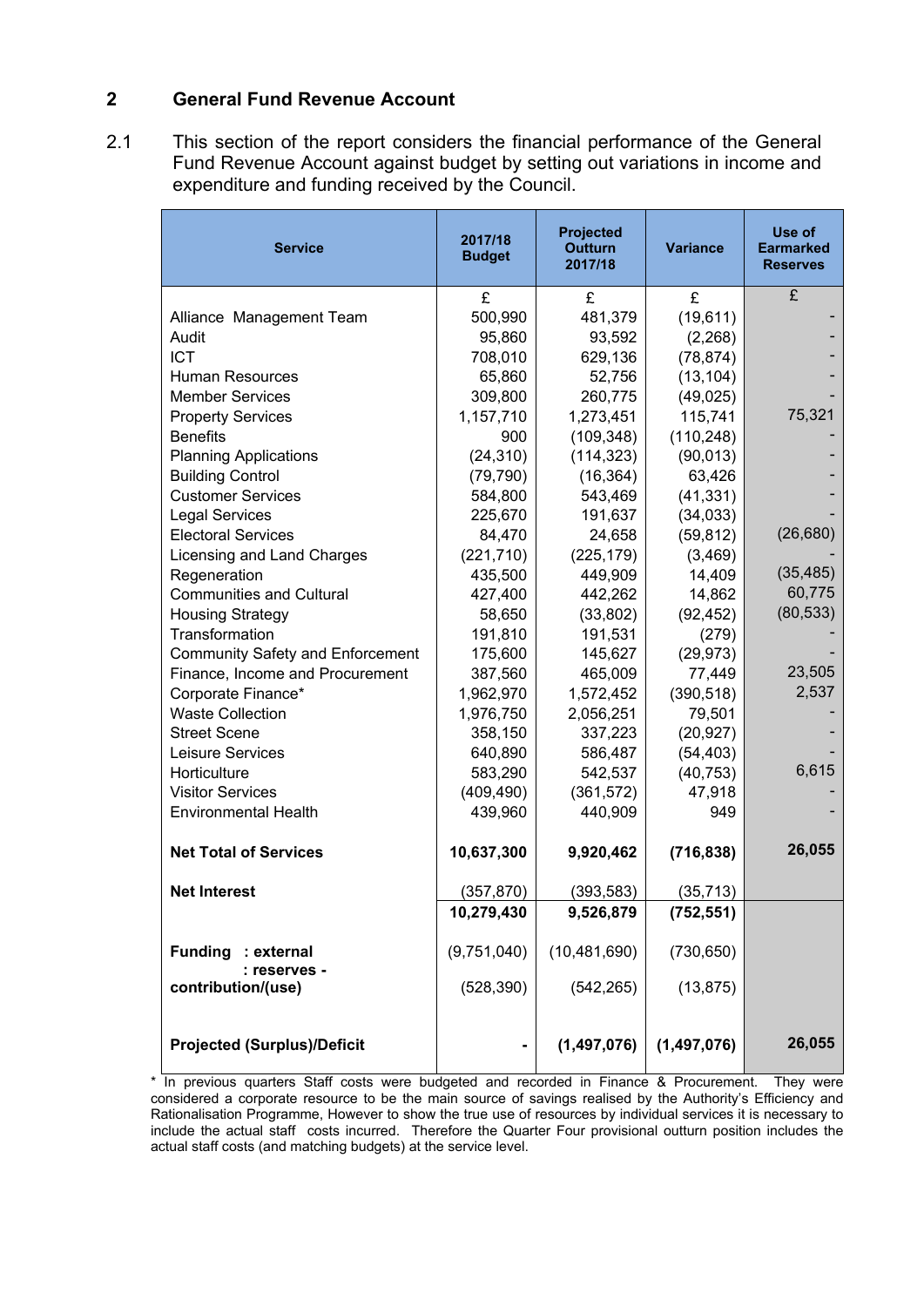## 2 General Fund Revenue Account

2.1 This section of the report considers the financial performance of the General Fund Revenue Account against budget by setting out variations in income and expenditure and funding received by the Council.

| Service | 2017/18 Budget | Projected Outturn 2017/18 | Variance | Use of Earmarked Reserves |
|---|---|---|---|---|
| | £ | £ | £ | £ |
| Alliance Management Team | 500,990 | 481,379 | (19,611) | - |
| Audit | 95,860 | 93,592 | (2,268) | - |
| ICT | 708,010 | 629,136 | (78,874) | - |
| Human Resources | 65,860 | 52,756 | (13,104) | - |
| Member Services | 309,800 | 260,775 | (49,025) | - |
| Property Services | 1,157,710 | 1,273,451 | 115,741 | 75,321 |
| Benefits | 900 | (109,348) | (110,248) | - |
| Planning Applications | (24,310) | (114,323) | (90,013) | - |
| Building Control | (79,790) | (16,364) | 63,426 | - |
| Customer Services | 584,800 | 543,469 | (41,331) | - |
| Legal Services | 225,670 | 191,637 | (34,033) | - |
| Electoral Services | 84,470 | 24,658 | (59,812) | (26,680) |
| Licensing and Land Charges | (221,710) | (225,179) | (3,469) | - |
| Regeneration | 435,500 | 449,909 | 14,409 | (35,485) |
| Communities and Cultural | 427,400 | 442,262 | 14,862 | 60,775 |
| Housing Strategy | 58,650 | (33,802) | (92,452) | (80,533) |
| Transformation | 191,810 | 191,531 | (279) | - |
| Community Safety and Enforcement | 175,600 | 145,627 | (29,973) | - |
| Finance, Income and Procurement | 387,560 | 465,009 | 77,449 | 23,505 |
| Corporate Finance* | 1,962,970 | 1,572,452 | (390,518) | 2,537 |
| Waste Collection | 1,976,750 | 2,056,251 | 79,501 | - |
| Street Scene | 358,150 | 337,223 | (20,927) | - |
| Leisure Services | 640,890 | 586,487 | (54,403) | - |
| Horticulture | 583,290 | 542,537 | (40,753) | 6,615 |
| Visitor Services | (409,490) | (361,572) | 47,918 | - |
| Environmental Health | 439,960 | 440,909 | 949 | - |
| **Net Total of Services** | **10,637,300** | **9,920,462** | **(716,838)** | **26,055** |
| **Net Interest** | (357,870) | (393,583) | (35,713) | |
| | **10,279,430** | **9,526,879** | **(752,551)** | |
| **Funding : external** | (9,751,040) | (10,481,690) | (730,650) | |
| **: reserves - contribution/(use)** | (528,390) | (542,265) | (13,875) | |
| **Projected (Surplus)/Deficit** | **-** | **(1,497,076)** | **(1,497,076)** | **26,055** |

\* In previous quarters Staff costs were budgeted and recorded in Finance & Procurement. They were considered a corporate resource to be the main source of savings realised by the Authority's Efficiency and Rationalisation Programme, However to show the true use of resources by individual services it is necessary to include the actual staff costs incurred. Therefore the Quarter Four provisional outturn position includes the actual staff costs (and matching budgets) at the service level.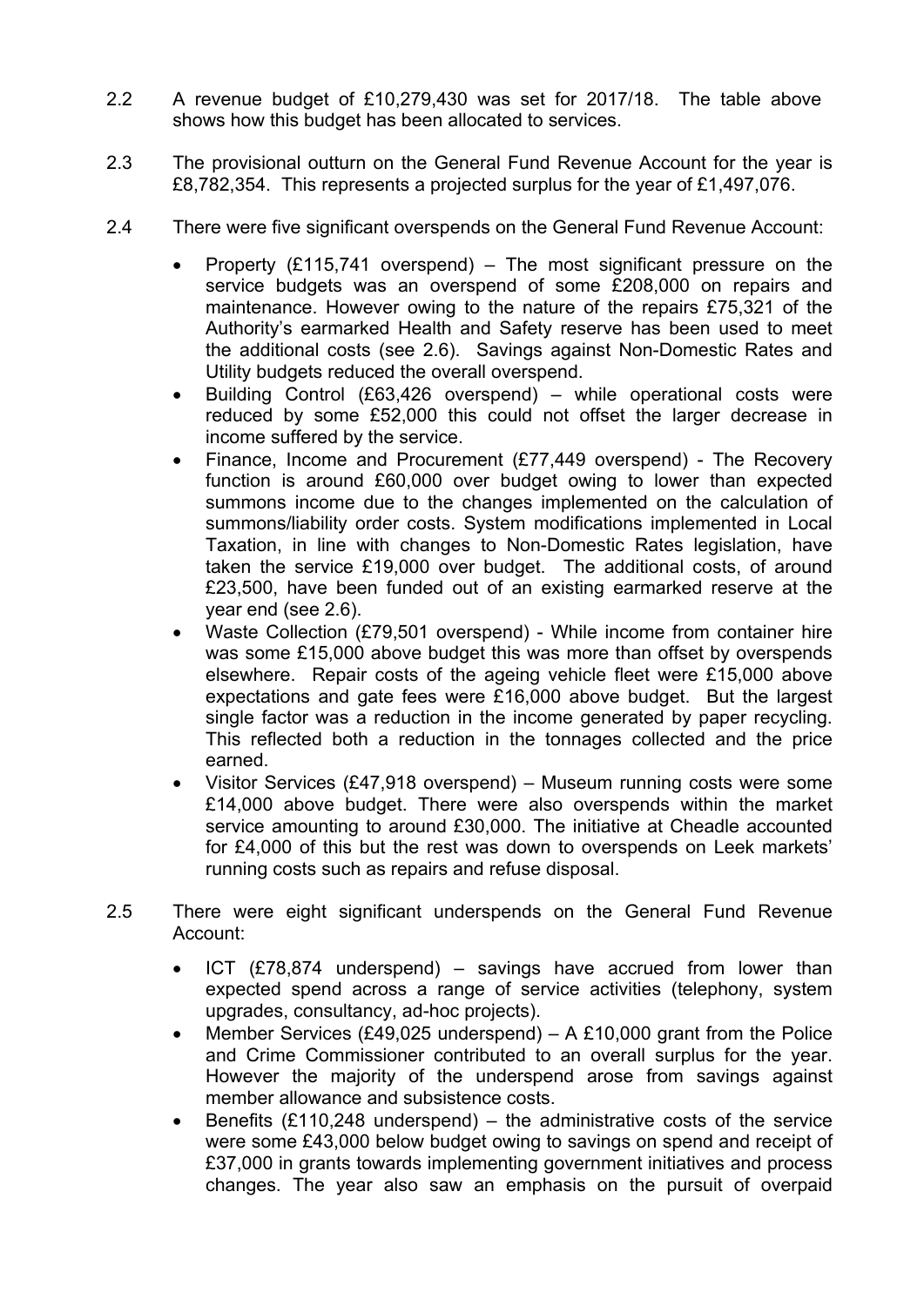2.2 A revenue budget of £10,279,430 was set for 2017/18. The table above shows how this budget has been allocated to services.

2.3 The provisional outturn on the General Fund Revenue Account for the year is £8,782,354. This represents a projected surplus for the year of £1,497,076.

2.4 There were five significant overspends on the General Fund Revenue Account:

- Property (£115,741 overspend) – The most significant pressure on the service budgets was an overspend of some £208,000 on repairs and maintenance. However owing to the nature of the repairs £75,321 of the Authority's earmarked Health and Safety reserve has been used to meet the additional costs (see 2.6). Savings against Non-Domestic Rates and Utility budgets reduced the overall overspend.
- Building Control (£63,426 overspend) – while operational costs were reduced by some £52,000 this could not offset the larger decrease in income suffered by the service.
- Finance, Income and Procurement (£77,449 overspend) - The Recovery function is around £60,000 over budget owing to lower than expected summons income due to the changes implemented on the calculation of summons/liability order costs. System modifications implemented in Local Taxation, in line with changes to Non-Domestic Rates legislation, have taken the service £19,000 over budget. The additional costs, of around £23,500, have been funded out of an existing earmarked reserve at the year end (see 2.6).
- Waste Collection (£79,501 overspend) - While income from container hire was some £15,000 above budget this was more than offset by overspends elsewhere. Repair costs of the ageing vehicle fleet were £15,000 above expectations and gate fees were £16,000 above budget. But the largest single factor was a reduction in the income generated by paper recycling. This reflected both a reduction in the tonnages collected and the price earned.
- Visitor Services (£47,918 overspend) – Museum running costs were some £14,000 above budget. There were also overspends within the market service amounting to around £30,000. The initiative at Cheadle accounted for £4,000 of this but the rest was down to overspends on Leek markets' running costs such as repairs and refuse disposal.

2.5 There were eight significant underspends on the General Fund Revenue Account:

- ICT (£78,874 underspend) – savings have accrued from lower than expected spend across a range of service activities (telephony, system upgrades, consultancy, ad-hoc projects).
- Member Services (£49,025 underspend) – A £10,000 grant from the Police and Crime Commissioner contributed to an overall surplus for the year. However the majority of the underspend arose from savings against member allowance and subsistence costs.
- Benefits (£110,248 underspend) – the administrative costs of the service were some £43,000 below budget owing to savings on spend and receipt of £37,000 in grants towards implementing government initiatives and process changes. The year also saw an emphasis on the pursuit of overpaid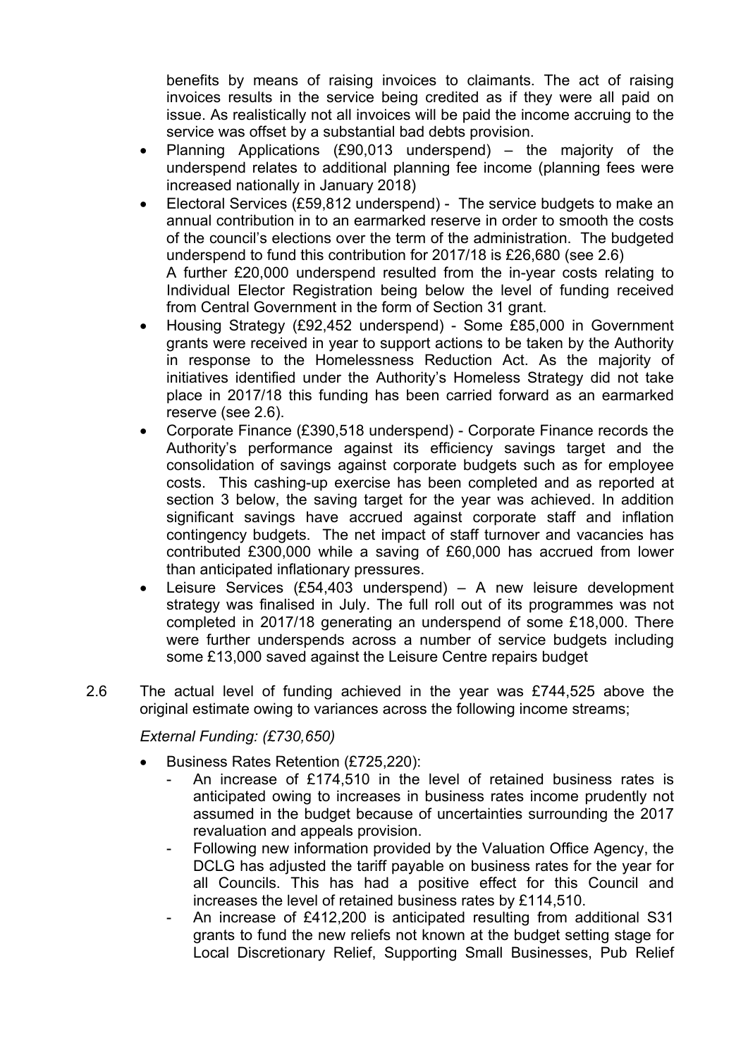benefits by means of raising invoices to claimants. The act of raising invoices results in the service being credited as if they were all paid on issue. As realistically not all invoices will be paid the income accruing to the service was offset by a substantial bad debts provision.

- Planning Applications (£90,013 underspend) – the majority of the underspend relates to additional planning fee income (planning fees were increased nationally in January 2018)
- Electoral Services (£59,812 underspend) - The service budgets to make an annual contribution in to an earmarked reserve in order to smooth the costs of the council's elections over the term of the administration. The budgeted underspend to fund this contribution for 2017/18 is £26,680 (see 2.6)

  A further £20,000 underspend resulted from the in-year costs relating to Individual Elector Registration being below the level of funding received from Central Government in the form of Section 31 grant.
- Housing Strategy (£92,452 underspend) - Some £85,000 in Government grants were received in year to support actions to be taken by the Authority in response to the Homelessness Reduction Act. As the majority of initiatives identified under the Authority's Homeless Strategy did not take place in 2017/18 this funding has been carried forward as an earmarked reserve (see 2.6).
- Corporate Finance (£390,518 underspend) - Corporate Finance records the Authority's performance against its efficiency savings target and the consolidation of savings against corporate budgets such as for employee costs. This cashing-up exercise has been completed and as reported at section 3 below, the saving target for the year was achieved. In addition significant savings have accrued against corporate staff and inflation contingency budgets. The net impact of staff turnover and vacancies has contributed £300,000 while a saving of £60,000 has accrued from lower than anticipated inflationary pressures.
- Leisure Services (£54,403 underspend) – A new leisure development strategy was finalised in July. The full roll out of its programmes was not completed in 2017/18 generating an underspend of some £18,000. There were further underspends across a number of service budgets including some £13,000 saved against the Leisure Centre repairs budget

2.6 The actual level of funding achieved in the year was £744,525 above the original estimate owing to variances across the following income streams;

*External Funding: (£730,650)*

- Business Rates Retention (£725,220):
  - An increase of £174,510 in the level of retained business rates is anticipated owing to increases in business rates income prudently not assumed in the budget because of uncertainties surrounding the 2017 revaluation and appeals provision.
  - Following new information provided by the Valuation Office Agency, the DCLG has adjusted the tariff payable on business rates for the year for all Councils. This has had a positive effect for this Council and increases the level of retained business rates by £114,510.
  - An increase of £412,200 is anticipated resulting from additional S31 grants to fund the new reliefs not known at the budget setting stage for Local Discretionary Relief, Supporting Small Businesses, Pub Relief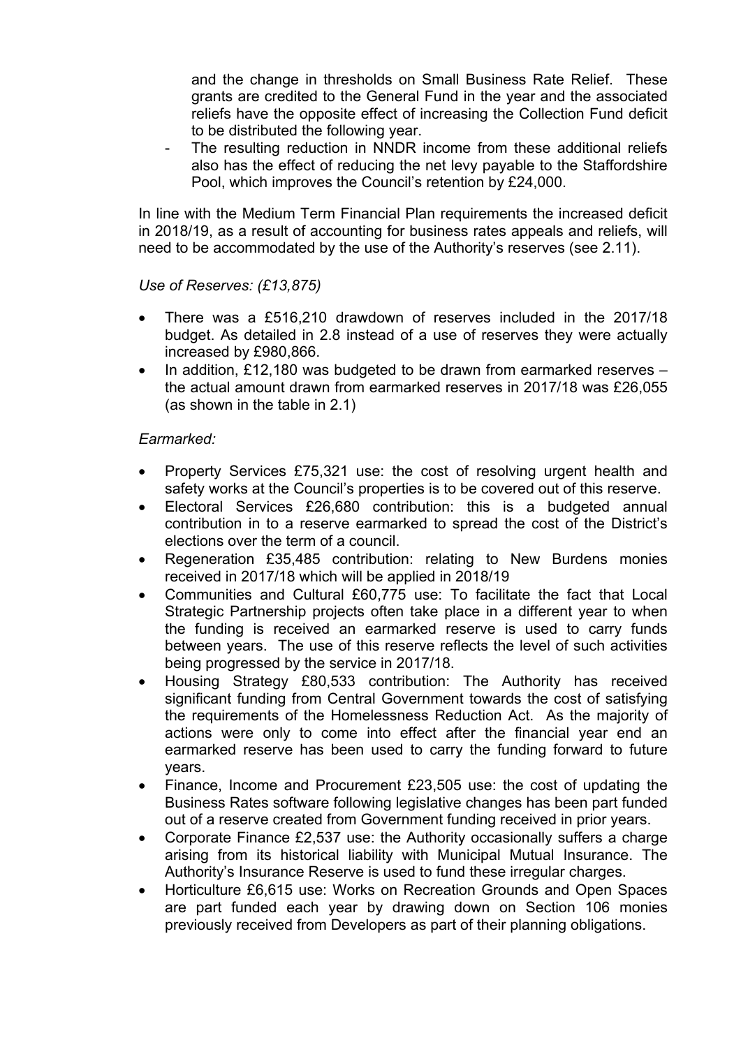and the change in thresholds on Small Business Rate Relief. These grants are credited to the General Fund in the year and the associated reliefs have the opposite effect of increasing the Collection Fund deficit to be distributed the following year.

- The resulting reduction in NNDR income from these additional reliefs also has the effect of reducing the net levy payable to the Staffordshire Pool, which improves the Council's retention by £24,000.

In line with the Medium Term Financial Plan requirements the increased deficit in 2018/19, as a result of accounting for business rates appeals and reliefs, will need to be accommodated by the use of the Authority's reserves (see 2.11).

*Use of Reserves: (£13,875)*

- There was a £516,210 drawdown of reserves included in the 2017/18 budget. As detailed in 2.8 instead of a use of reserves they were actually increased by £980,866.
- In addition, £12,180 was budgeted to be drawn from earmarked reserves – the actual amount drawn from earmarked reserves in 2017/18 was £26,055 (as shown in the table in 2.1)

*Earmarked:*

- Property Services £75,321 use: the cost of resolving urgent health and safety works at the Council's properties is to be covered out of this reserve.
- Electoral Services £26,680 contribution: this is a budgeted annual contribution in to a reserve earmarked to spread the cost of the District's elections over the term of a council.
- Regeneration £35,485 contribution: relating to New Burdens monies received in 2017/18 which will be applied in 2018/19
- Communities and Cultural £60,775 use: To facilitate the fact that Local Strategic Partnership projects often take place in a different year to when the funding is received an earmarked reserve is used to carry funds between years. The use of this reserve reflects the level of such activities being progressed by the service in 2017/18.
- Housing Strategy £80,533 contribution: The Authority has received significant funding from Central Government towards the cost of satisfying the requirements of the Homelessness Reduction Act. As the majority of actions were only to come into effect after the financial year end an earmarked reserve has been used to carry the funding forward to future years.
- Finance, Income and Procurement £23,505 use: the cost of updating the Business Rates software following legislative changes has been part funded out of a reserve created from Government funding received in prior years.
- Corporate Finance £2,537 use: the Authority occasionally suffers a charge arising from its historical liability with Municipal Mutual Insurance. The Authority's Insurance Reserve is used to fund these irregular charges.
- Horticulture £6,615 use: Works on Recreation Grounds and Open Spaces are part funded each year by drawing down on Section 106 monies previously received from Developers as part of their planning obligations.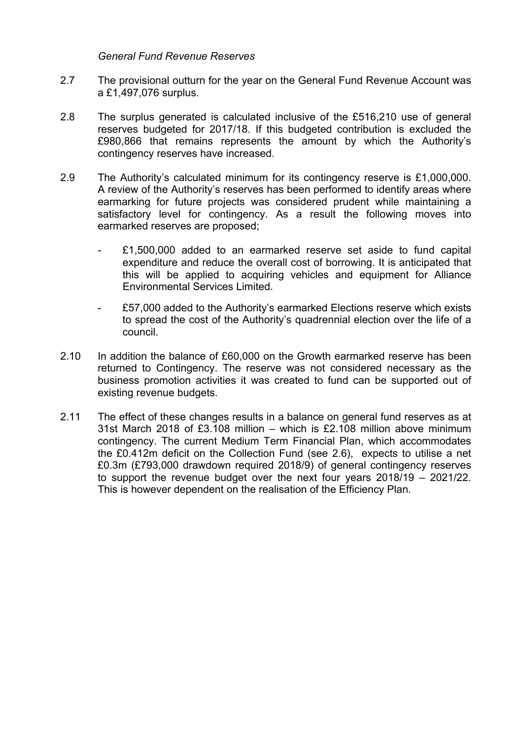*General Fund Revenue Reserves*

2.7 The provisional outturn for the year on the General Fund Revenue Account was a £1,497,076 surplus.

2.8 The surplus generated is calculated inclusive of the £516,210 use of general reserves budgeted for 2017/18. If this budgeted contribution is excluded the £980,866 that remains represents the amount by which the Authority's contingency reserves have increased.

2.9 The Authority's calculated minimum for its contingency reserve is £1,000,000. A review of the Authority's reserves has been performed to identify areas where earmarking for future projects was considered prudent while maintaining a satisfactory level for contingency. As a result the following moves into earmarked reserves are proposed;

- £1,500,000 added to an earmarked reserve set aside to fund capital expenditure and reduce the overall cost of borrowing. It is anticipated that this will be applied to acquiring vehicles and equipment for Alliance Environmental Services Limited.
- £57,000 added to the Authority's earmarked Elections reserve which exists to spread the cost of the Authority's quadrennial election over the life of a council.

2.10 In addition the balance of £60,000 on the Growth earmarked reserve has been returned to Contingency. The reserve was not considered necessary as the business promotion activities it was created to fund can be supported out of existing revenue budgets.

2.11 The effect of these changes results in a balance on general fund reserves as at 31st March 2018 of £3.108 million – which is £2.108 million above minimum contingency. The current Medium Term Financial Plan, which accommodates the £0.412m deficit on the Collection Fund (see 2.6), expects to utilise a net £0.3m (£793,000 drawdown required 2018/9) of general contingency reserves to support the revenue budget over the next four years 2018/19 – 2021/22. This is however dependent on the realisation of the Efficiency Plan.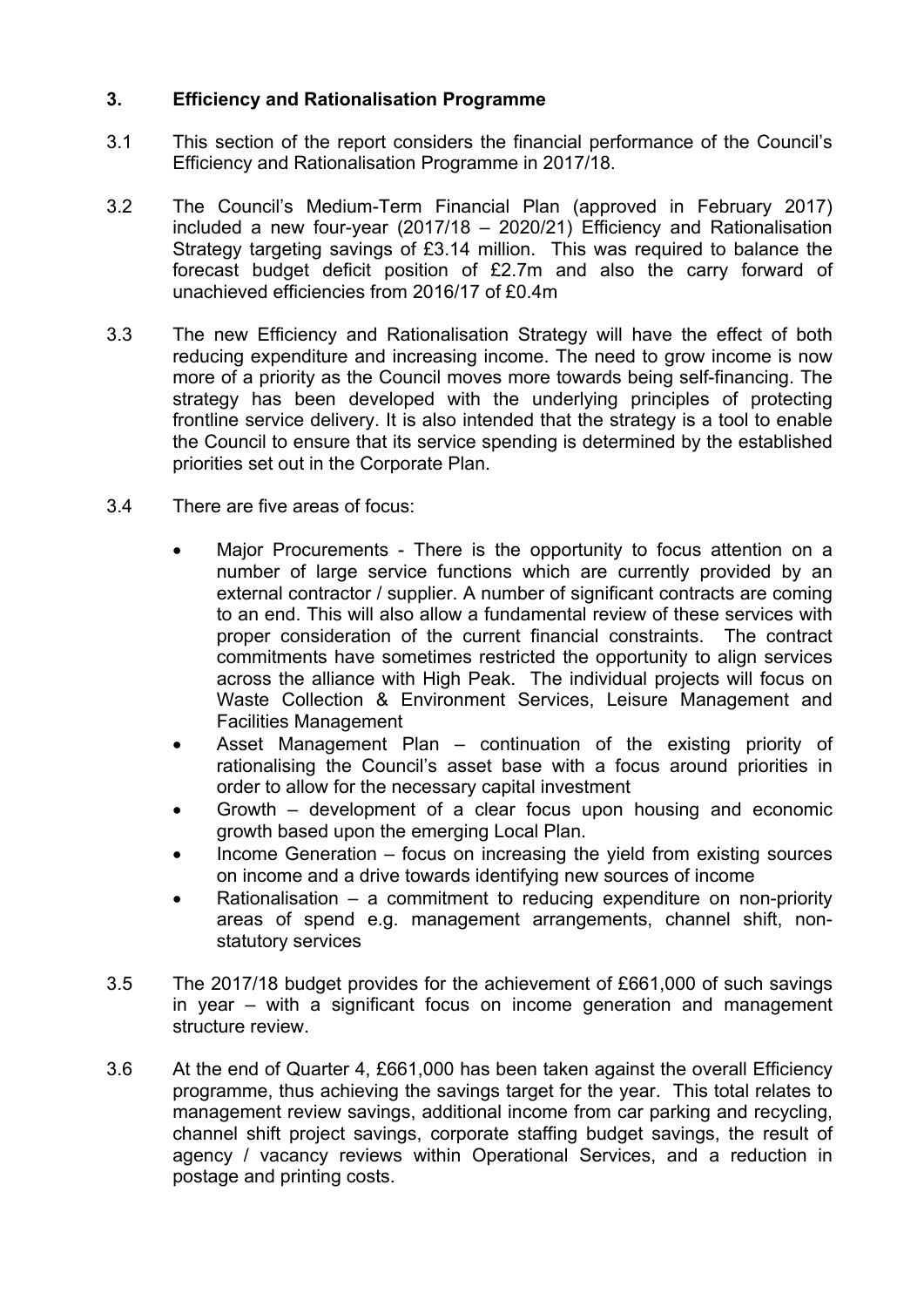## 3. Efficiency and Rationalisation Programme

3.1 This section of the report considers the financial performance of the Council's Efficiency and Rationalisation Programme in 2017/18.

3.2 The Council's Medium-Term Financial Plan (approved in February 2017) included a new four-year (2017/18 – 2020/21) Efficiency and Rationalisation Strategy targeting savings of £3.14 million. This was required to balance the forecast budget deficit position of £2.7m and also the carry forward of unachieved efficiencies from 2016/17 of £0.4m

3.3 The new Efficiency and Rationalisation Strategy will have the effect of both reducing expenditure and increasing income. The need to grow income is now more of a priority as the Council moves more towards being self-financing. The strategy has been developed with the underlying principles of protecting frontline service delivery. It is also intended that the strategy is a tool to enable the Council to ensure that its service spending is determined by the established priorities set out in the Corporate Plan.

3.4 There are five areas of focus:

- Major Procurements - There is the opportunity to focus attention on a number of large service functions which are currently provided by an external contractor / supplier. A number of significant contracts are coming to an end. This will also allow a fundamental review of these services with proper consideration of the current financial constraints. The contract commitments have sometimes restricted the opportunity to align services across the alliance with High Peak. The individual projects will focus on Waste Collection & Environment Services, Leisure Management and Facilities Management
- Asset Management Plan – continuation of the existing priority of rationalising the Council's asset base with a focus around priorities in order to allow for the necessary capital investment
- Growth – development of a clear focus upon housing and economic growth based upon the emerging Local Plan.
- Income Generation – focus on increasing the yield from existing sources on income and a drive towards identifying new sources of income
- Rationalisation – a commitment to reducing expenditure on non-priority areas of spend e.g. management arrangements, channel shift, non-statutory services

3.5 The 2017/18 budget provides for the achievement of £661,000 of such savings in year – with a significant focus on income generation and management structure review.

3.6 At the end of Quarter 4, £661,000 has been taken against the overall Efficiency programme, thus achieving the savings target for the year. This total relates to management review savings, additional income from car parking and recycling, channel shift project savings, corporate staffing budget savings, the result of agency / vacancy reviews within Operational Services, and a reduction in postage and printing costs.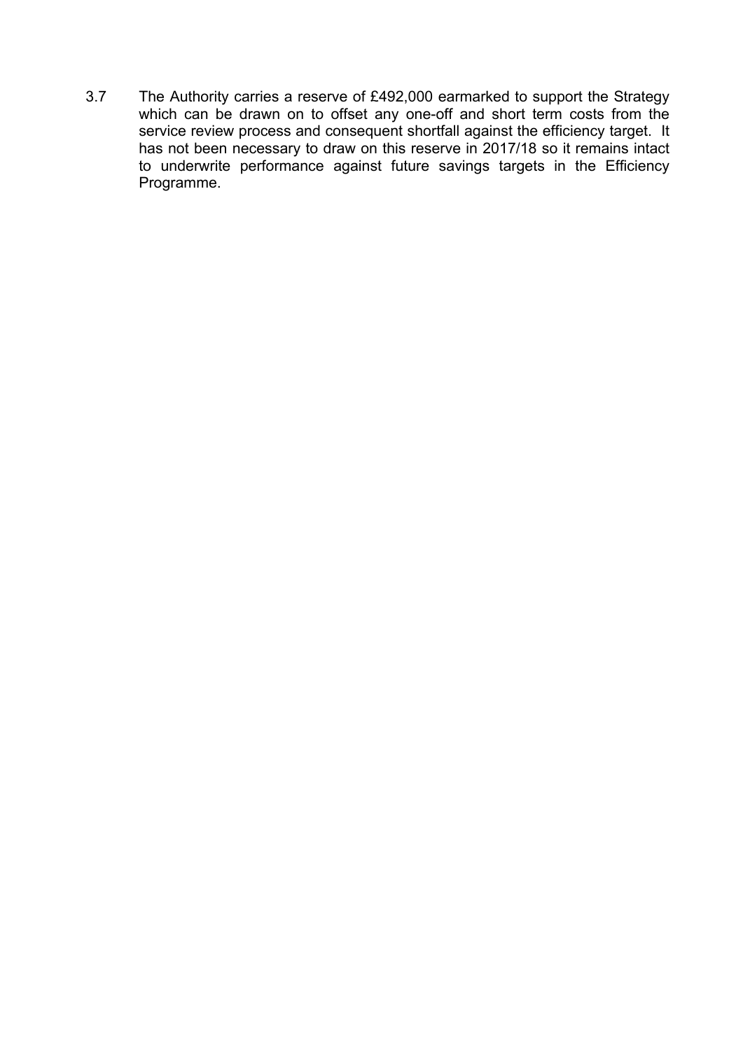3.7 The Authority carries a reserve of £492,000 earmarked to support the Strategy which can be drawn on to offset any one-off and short term costs from the service review process and consequent shortfall against the efficiency target. It has not been necessary to draw on this reserve in 2017/18 so it remains intact to underwrite performance against future savings targets in the Efficiency Programme.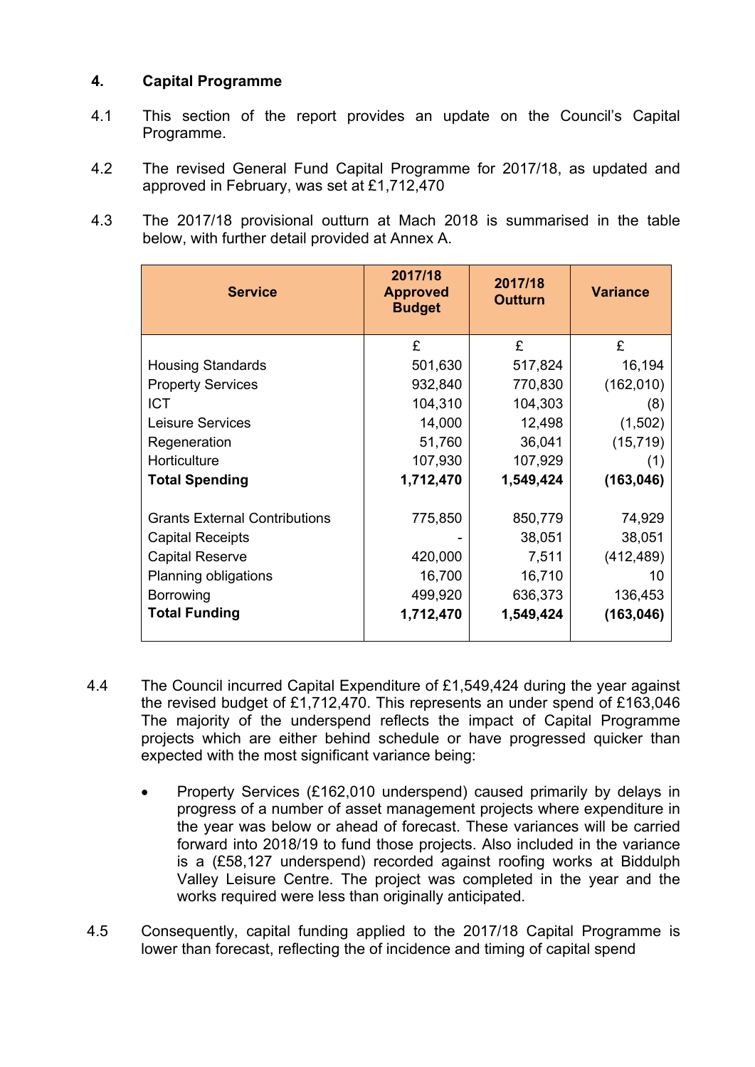## 4. Capital Programme

4.1 This section of the report provides an update on the Council's Capital Programme.

4.2 The revised General Fund Capital Programme for 2017/18, as updated and approved in February, was set at £1,712,470

4.3 The 2017/18 provisional outturn at Mach 2018 is summarised in the table below, with further detail provided at Annex A.

| Service | 2017/18 Approved Budget | 2017/18 Outturn | Variance |
|---|---|---|---|
| | £ | £ | £ |
| Housing Standards | 501,630 | 517,824 | 16,194 |
| Property Services | 932,840 | 770,830 | (162,010) |
| ICT | 104,310 | 104,303 | (8) |
| Leisure Services | 14,000 | 12,498 | (1,502) |
| Regeneration | 51,760 | 36,041 | (15,719) |
| Horticulture | 107,930 | 107,929 | (1) |
| **Total Spending** | **1,712,470** | **1,549,424** | **(163,046)** |
| | | | |
| Grants External Contributions | 775,850 | 850,779 | 74,929 |
| Capital Receipts | - | 38,051 | 38,051 |
| Capital Reserve | 420,000 | 7,511 | (412,489) |
| Planning obligations | 16,700 | 16,710 | 10 |
| Borrowing | 499,920 | 636,373 | 136,453 |
| **Total Funding** | **1,712,470** | **1,549,424** | **(163,046)** |

4.4 The Council incurred Capital Expenditure of £1,549,424 during the year against the revised budget of £1,712,470. This represents an under spend of £163,046 The majority of the underspend reflects the impact of Capital Programme projects which are either behind schedule or have progressed quicker than expected with the most significant variance being:

- Property Services (£162,010 underspend) caused primarily by delays in progress of a number of asset management projects where expenditure in the year was below or ahead of forecast. These variances will be carried forward into 2018/19 to fund those projects. Also included in the variance is a (£58,127 underspend) recorded against roofing works at Biddulph Valley Leisure Centre. The project was completed in the year and the works required were less than originally anticipated.

4.5 Consequently, capital funding applied to the 2017/18 Capital Programme is lower than forecast, reflecting the of incidence and timing of capital spend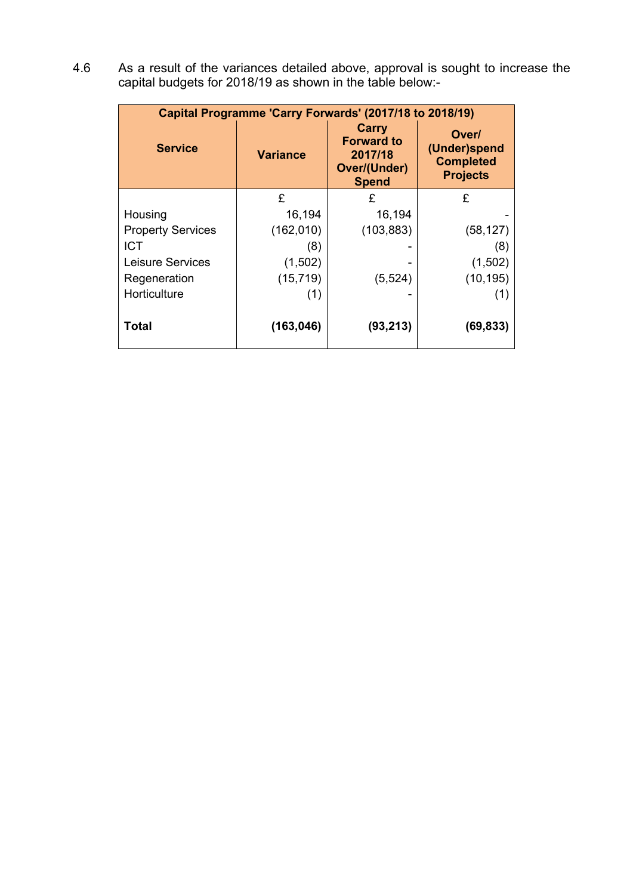4.6 As a result of the variances detailed above, approval is sought to increase the capital budgets for 2018/19 as shown in the table below:-

| Capital Programme 'Carry Forwards' (2017/18 to 2018/19) | | | |
|---|---|---|---|
| **Service** | **Variance** | **Carry Forward to 2017/18 Over/(Under) Spend** | **Over/ (Under)spend Completed Projects** |
| | £ | £ | £ |
| Housing | 16,194 | 16,194 | - |
| Property Services | (162,010) | (103,883) | (58,127) |
| ICT | (8) | - | (8) |
| Leisure Services | (1,502) | - | (1,502) |
| Regeneration | (15,719) | (5,524) | (10,195) |
| Horticulture | (1) | - | (1) |
| **Total** | **(163,046)** | **(93,213)** | **(69,833)** |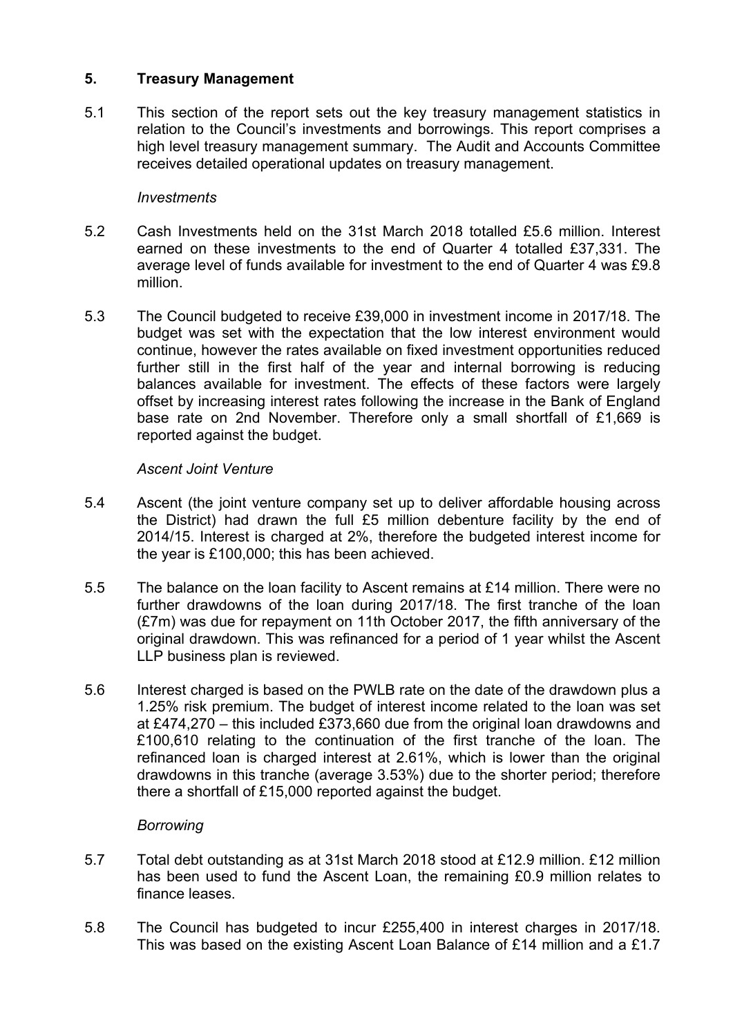## 5. Treasury Management

5.1 This section of the report sets out the key treasury management statistics in relation to the Council's investments and borrowings. This report comprises a high level treasury management summary. The Audit and Accounts Committee receives detailed operational updates on treasury management.

*Investments*

5.2 Cash Investments held on the 31st March 2018 totalled £5.6 million. Interest earned on these investments to the end of Quarter 4 totalled £37,331. The average level of funds available for investment to the end of Quarter 4 was £9.8 million.

5.3 The Council budgeted to receive £39,000 in investment income in 2017/18. The budget was set with the expectation that the low interest environment would continue, however the rates available on fixed investment opportunities reduced further still in the first half of the year and internal borrowing is reducing balances available for investment. The effects of these factors were largely offset by increasing interest rates following the increase in the Bank of England base rate on 2nd November. Therefore only a small shortfall of £1,669 is reported against the budget.

*Ascent Joint Venture*

5.4 Ascent (the joint venture company set up to deliver affordable housing across the District) had drawn the full £5 million debenture facility by the end of 2014/15. Interest is charged at 2%, therefore the budgeted interest income for the year is £100,000; this has been achieved.

5.5 The balance on the loan facility to Ascent remains at £14 million. There were no further drawdowns of the loan during 2017/18. The first tranche of the loan (£7m) was due for repayment on 11th October 2017, the fifth anniversary of the original drawdown. This was refinanced for a period of 1 year whilst the Ascent LLP business plan is reviewed.

5.6 Interest charged is based on the PWLB rate on the date of the drawdown plus a 1.25% risk premium. The budget of interest income related to the loan was set at £474,270 – this included £373,660 due from the original loan drawdowns and £100,610 relating to the continuation of the first tranche of the loan. The refinanced loan is charged interest at 2.61%, which is lower than the original drawdowns in this tranche (average 3.53%) due to the shorter period; therefore there a shortfall of £15,000 reported against the budget.

*Borrowing*

5.7 Total debt outstanding as at 31st March 2018 stood at £12.9 million. £12 million has been used to fund the Ascent Loan, the remaining £0.9 million relates to finance leases.

5.8 The Council has budgeted to incur £255,400 in interest charges in 2017/18. This was based on the existing Ascent Loan Balance of £14 million and a £1.7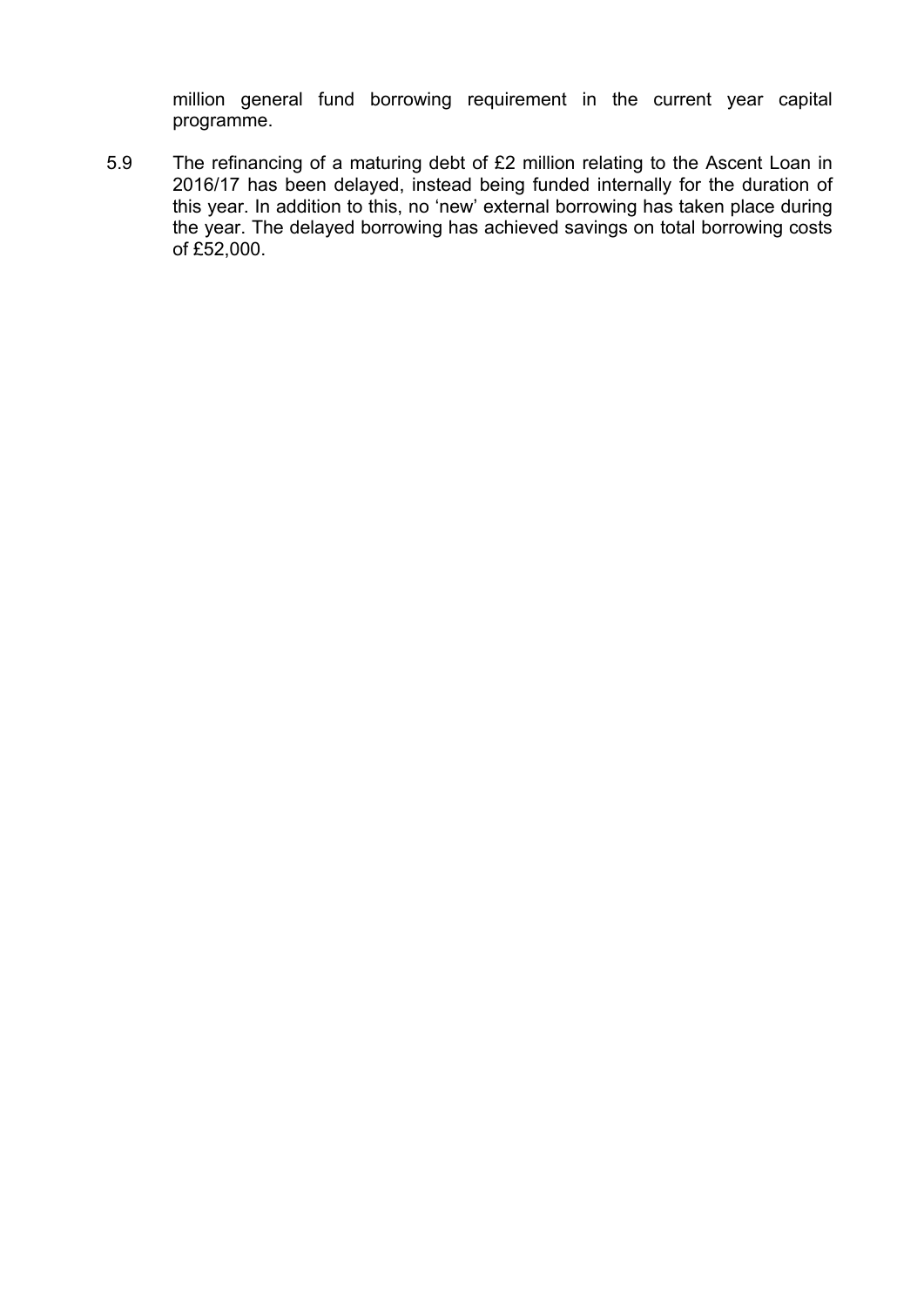million general fund borrowing requirement in the current year capital programme.

5.9 The refinancing of a maturing debt of £2 million relating to the Ascent Loan in 2016/17 has been delayed, instead being funded internally for the duration of this year. In addition to this, no 'new' external borrowing has taken place during the year. The delayed borrowing has achieved savings on total borrowing costs of £52,000.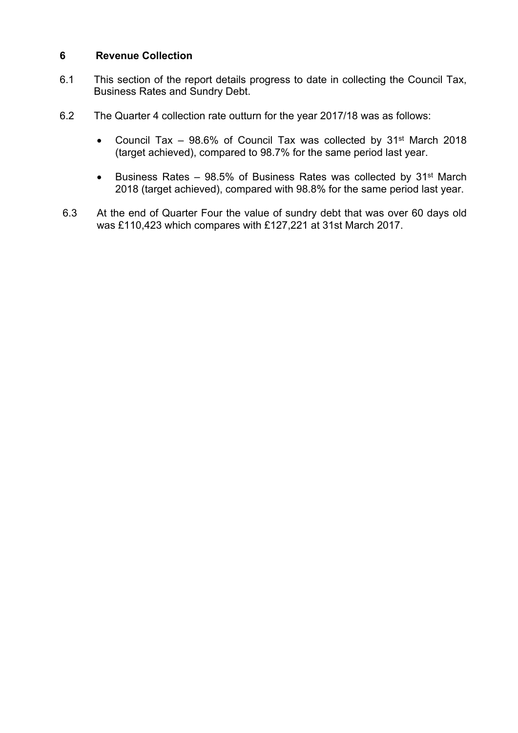## 6 Revenue Collection

6.1 This section of the report details progress to date in collecting the Council Tax, Business Rates and Sundry Debt.

6.2 The Quarter 4 collection rate outturn for the year 2017/18 was as follows:

- Council Tax – 98.6% of Council Tax was collected by 31st March 2018 (target achieved), compared to 98.7% for the same period last year.

- Business Rates – 98.5% of Business Rates was collected by 31st March 2018 (target achieved), compared with 98.8% for the same period last year.

6.3 At the end of Quarter Four the value of sundry debt that was over 60 days old was £110,423 which compares with £127,221 at 31st March 2017.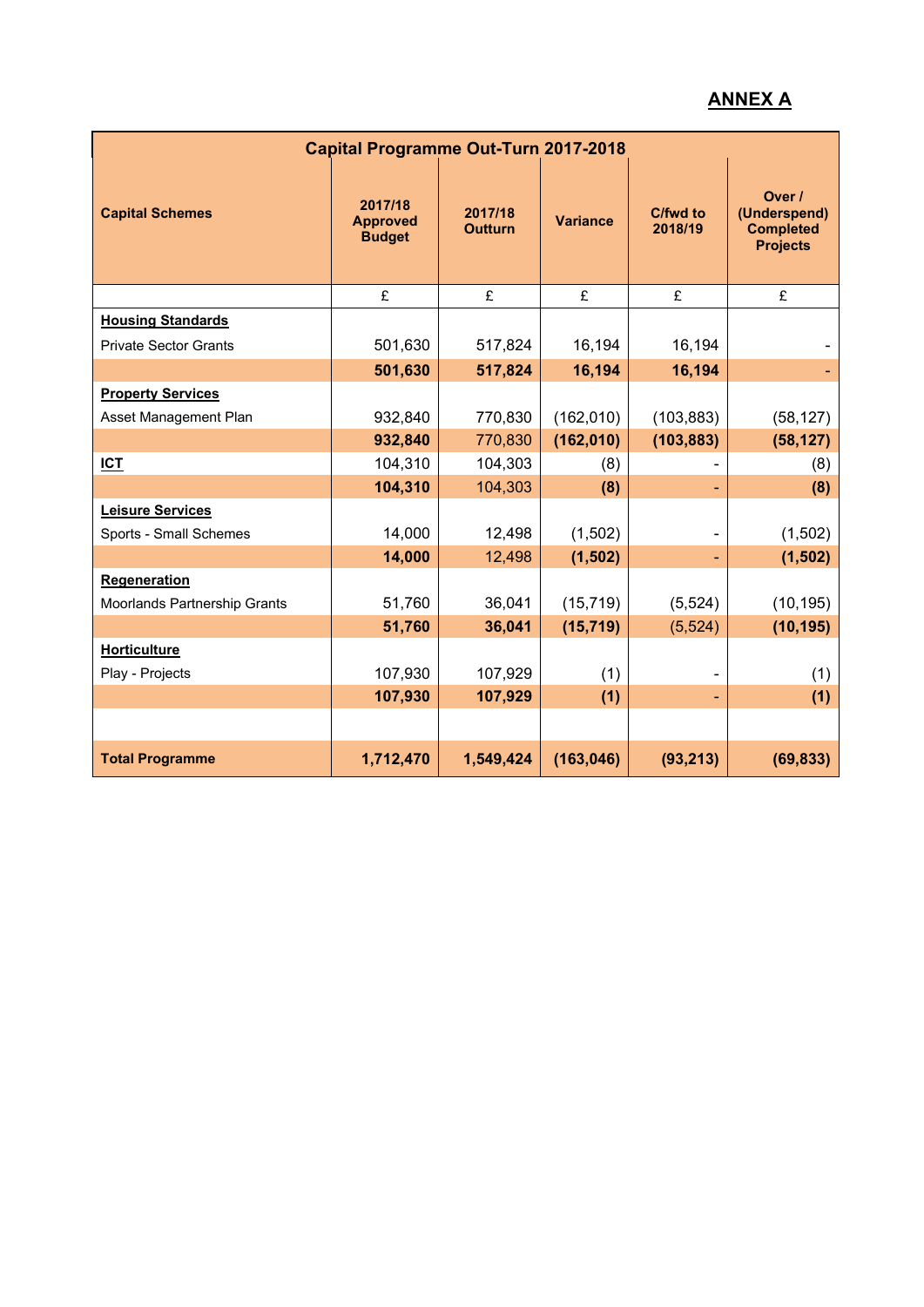**ANNEX A**

| Capital Programme Out-Turn 2017-2018 | | | | | |
|---|---|---|---|---|---|
| **Capital Schemes** | **2017/18 Approved Budget** | **2017/18 Outturn** | **Variance** | **C/fwd to 2018/19** | **Over / (Underspend) Completed Projects** |
| | £ | £ | £ | £ | £ |
| **Housing Standards** | | | | | |
| Private Sector Grants | 501,630 | 517,824 | 16,194 | 16,194 | - |
| | **501,630** | **517,824** | **16,194** | **16,194** | - |
| **Property Services** | | | | | |
| Asset Management Plan | 932,840 | 770,830 | (162,010) | (103,883) | (58,127) |
| | **932,840** | 770,830 | **(162,010)** | **(103,883)** | **(58,127)** |
| **ICT** | 104,310 | 104,303 | (8) | - | (8) |
| | **104,310** | 104,303 | **(8)** | - | **(8)** |
| **Leisure Services** | | | | | |
| Sports - Small Schemes | 14,000 | 12,498 | (1,502) | - | (1,502) |
| | **14,000** | 12,498 | **(1,502)** | - | **(1,502)** |
| **Regeneration** | | | | | |
| Moorlands Partnership Grants | 51,760 | 36,041 | (15,719) | (5,524) | (10,195) |
| | **51,760** | **36,041** | **(15,719)** | (5,524) | **(10,195)** |
| **Horticulture** | | | | | |
| Play - Projects | 107,930 | 107,929 | (1) | - | (1) |
| | **107,930** | **107,929** | **(1)** | - | **(1)** |
| | | | | | |
| **Total Programme** | **1,712,470** | **1,549,424** | **(163,046)** | **(93,213)** | **(69,833)** |